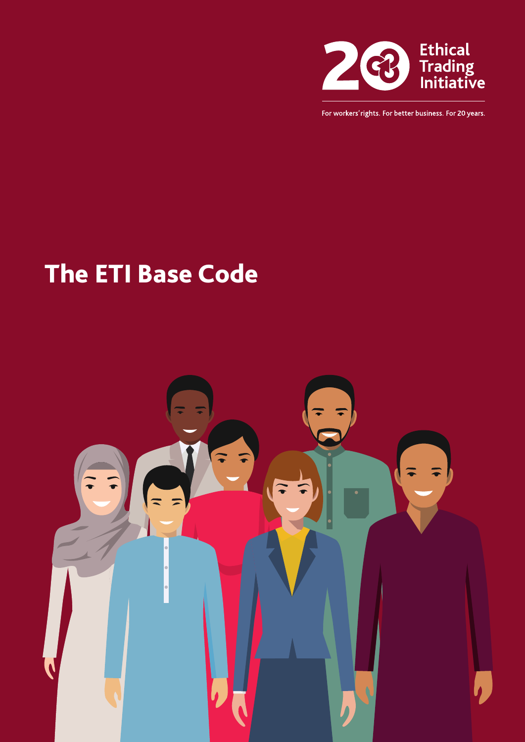Ethical Trading Initiative

For workers' rights. For better business. For 20 years.

# The ETI Base Code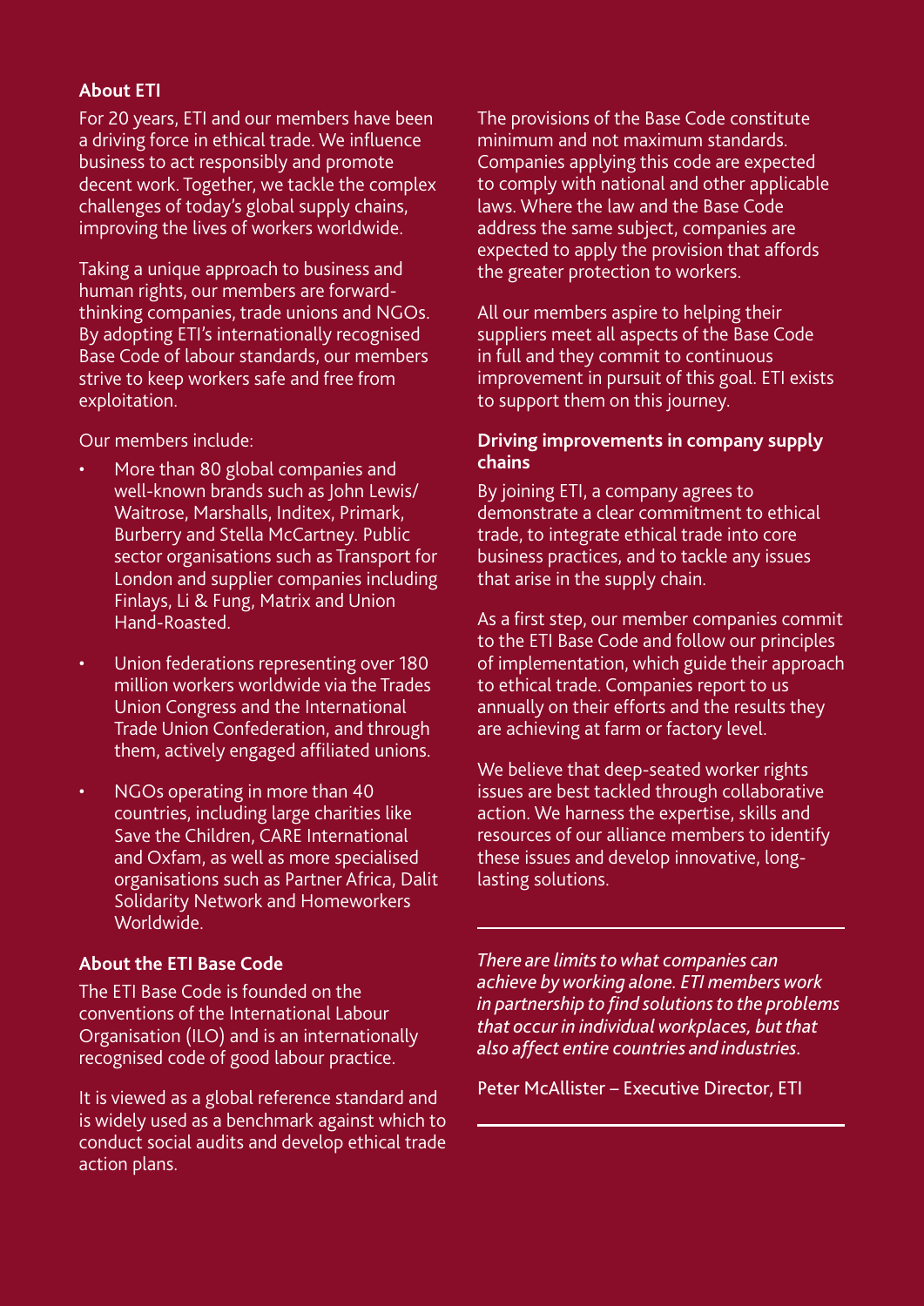## About ETI

For 20 years, ETI and our members have been a driving force in ethical trade. We influence business to act responsibly and promote decent work. Together, we tackle the complex challenges of today's global supply chains, improving the lives of workers worldwide.

Taking a unique approach to business and human rights, our members are forward-thinking companies, trade unions and NGOs. By adopting ETI's internationally recognised Base Code of labour standards, our members strive to keep workers safe and free from exploitation.

Our members include:

- More than 80 global companies and well-known brands such as John Lewis/ Waitrose, Marshalls, Inditex, Primark, Burberry and Stella McCartney. Public sector organisations such as Transport for London and supplier companies including Finlays, Li & Fung, Matrix and Union Hand-Roasted.
- Union federations representing over 180 million workers worldwide via the Trades Union Congress and the International Trade Union Confederation, and through them, actively engaged affiliated unions.
- NGOs operating in more than 40 countries, including large charities like Save the Children, CARE International and Oxfam, as well as more specialised organisations such as Partner Africa, Dalit Solidarity Network and Homeworkers Worldwide.

## About the ETI Base Code

The ETI Base Code is founded on the conventions of the International Labour Organisation (ILO) and is an internationally recognised code of good labour practice.

It is viewed as a global reference standard and is widely used as a benchmark against which to conduct social audits and develop ethical trade action plans.

The provisions of the Base Code constitute minimum and not maximum standards. Companies applying this code are expected to comply with national and other applicable laws. Where the law and the Base Code address the same subject, companies are expected to apply the provision that affords the greater protection to workers.

All our members aspire to helping their suppliers meet all aspects of the Base Code in full and they commit to continuous improvement in pursuit of this goal. ETI exists to support them on this journey.

## Driving improvements in company supply chains

By joining ETI, a company agrees to demonstrate a clear commitment to ethical trade, to integrate ethical trade into core business practices, and to tackle any issues that arise in the supply chain.

As a first step, our member companies commit to the ETI Base Code and follow our principles of implementation, which guide their approach to ethical trade. Companies report to us annually on their efforts and the results they are achieving at farm or factory level.

We believe that deep-seated worker rights issues are best tackled through collaborative action. We harness the expertise, skills and resources of our alliance members to identify these issues and develop innovative, long-lasting solutions.

---

*There are limits to what companies can achieve by working alone. ETI members work in partnership to find solutions to the problems that occur in individual workplaces, but that also affect entire countries and industries.*

Peter McAllister – Executive Director, ETI

---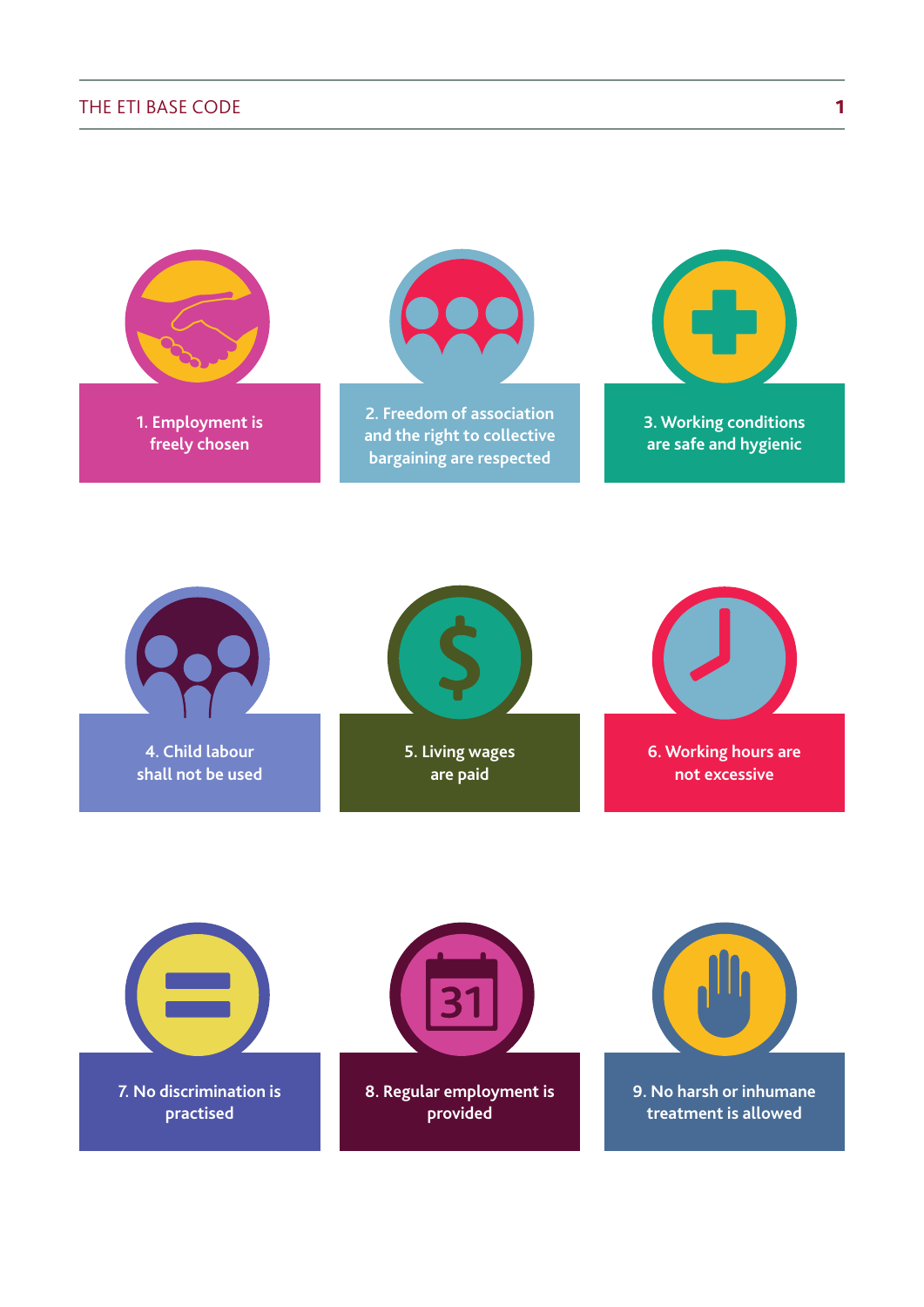1. Employment is freely chosen

2. Freedom of association and the right to collective bargaining are respected

3. Working conditions are safe and hygienic

4. Child labour shall not be used

5. Living wages are paid

6. Working hours are not excessive

7. No discrimination is practised

8. Regular employment is provided

9. No harsh or inhumane treatment is allowed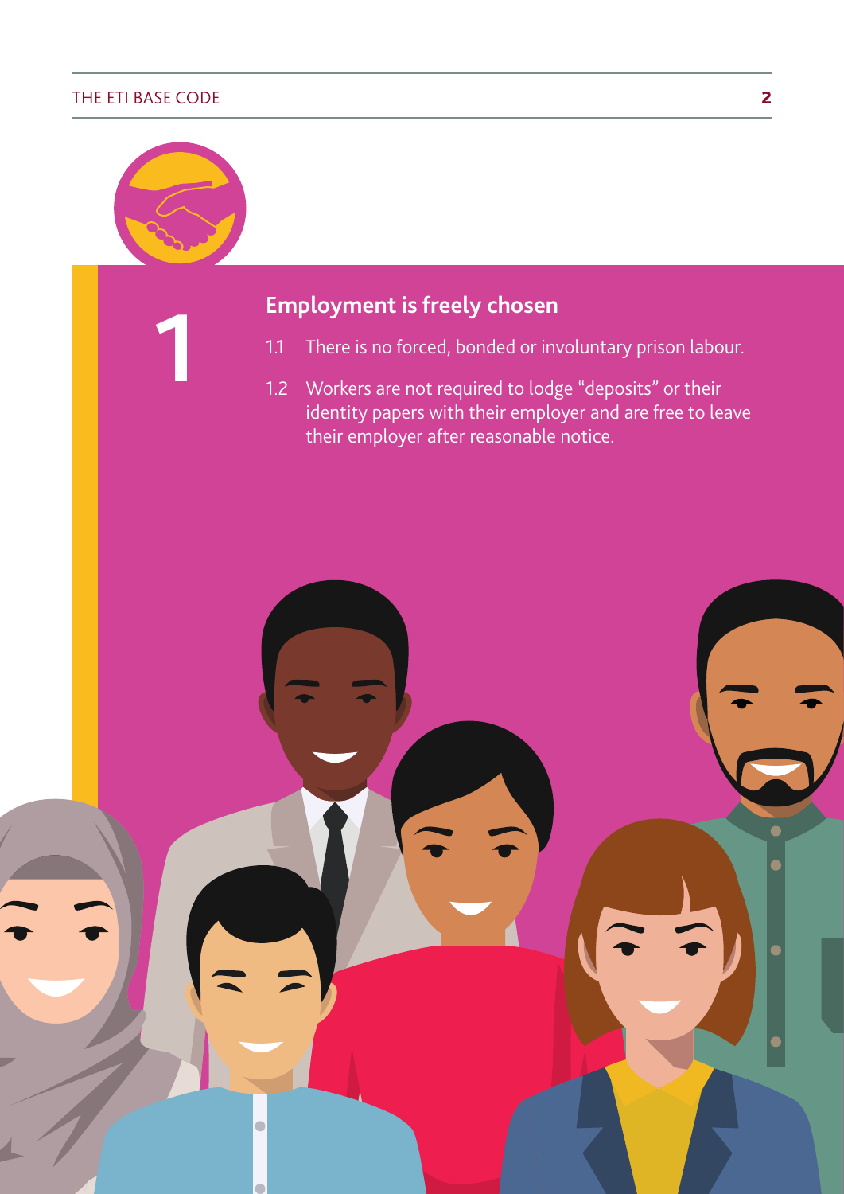## 1 Employment is freely chosen

1.1 There is no forced, bonded or involuntary prison labour.

1.2 Workers are not required to lodge "deposits" or their identity papers with their employer and are free to leave their employer after reasonable notice.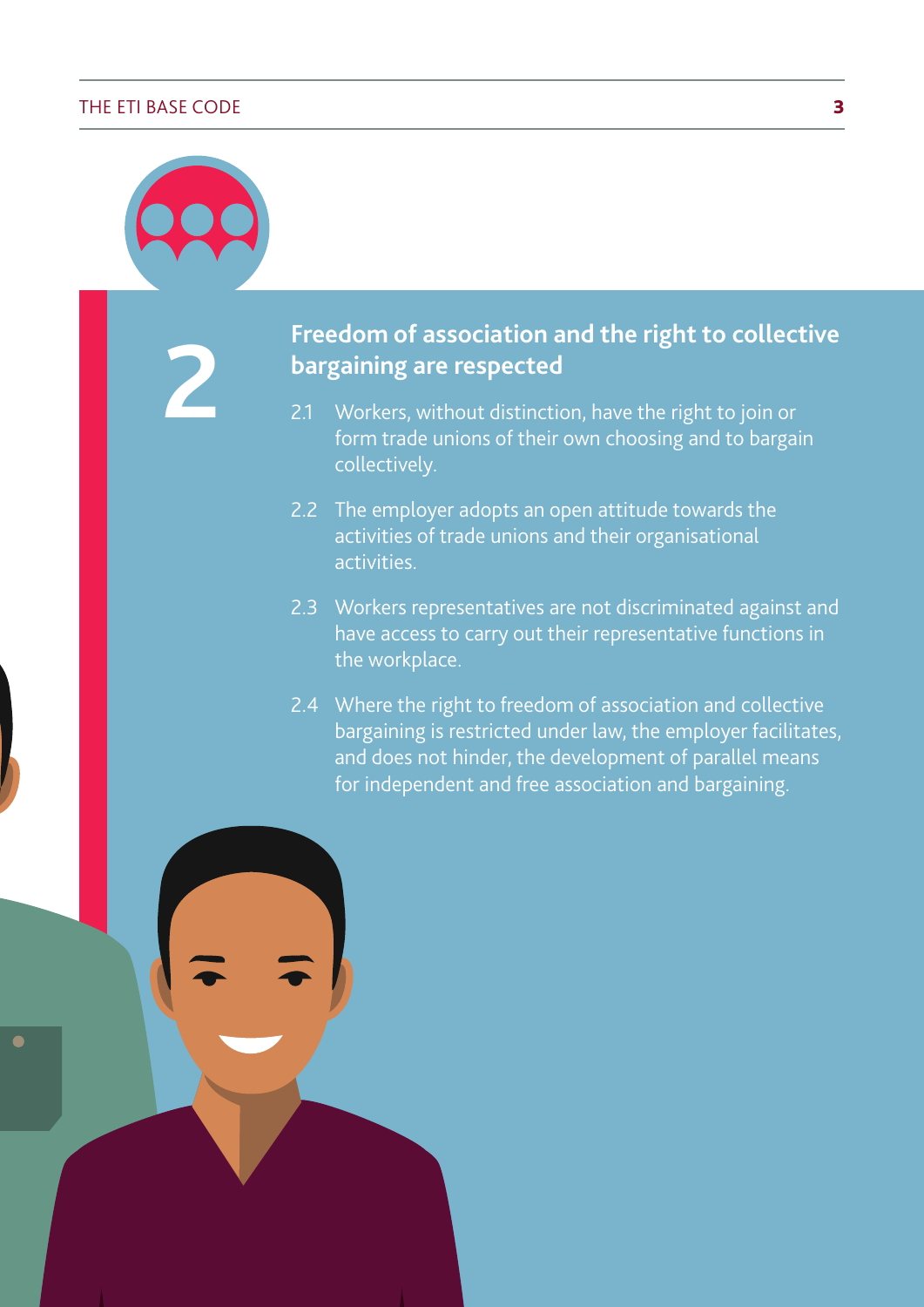## 2

## Freedom of association and the right to collective bargaining are respected

2.1 Workers, without distinction, have the right to join or form trade unions of their own choosing and to bargain collectively.

2.2 The employer adopts an open attitude towards the activities of trade unions and their organisational activities.

2.3 Workers representatives are not discriminated against and have access to carry out their representative functions in the workplace.

2.4 Where the right to freedom of association and collective bargaining is restricted under law, the employer facilitates, and does not hinder, the development of parallel means for independent and free association and bargaining.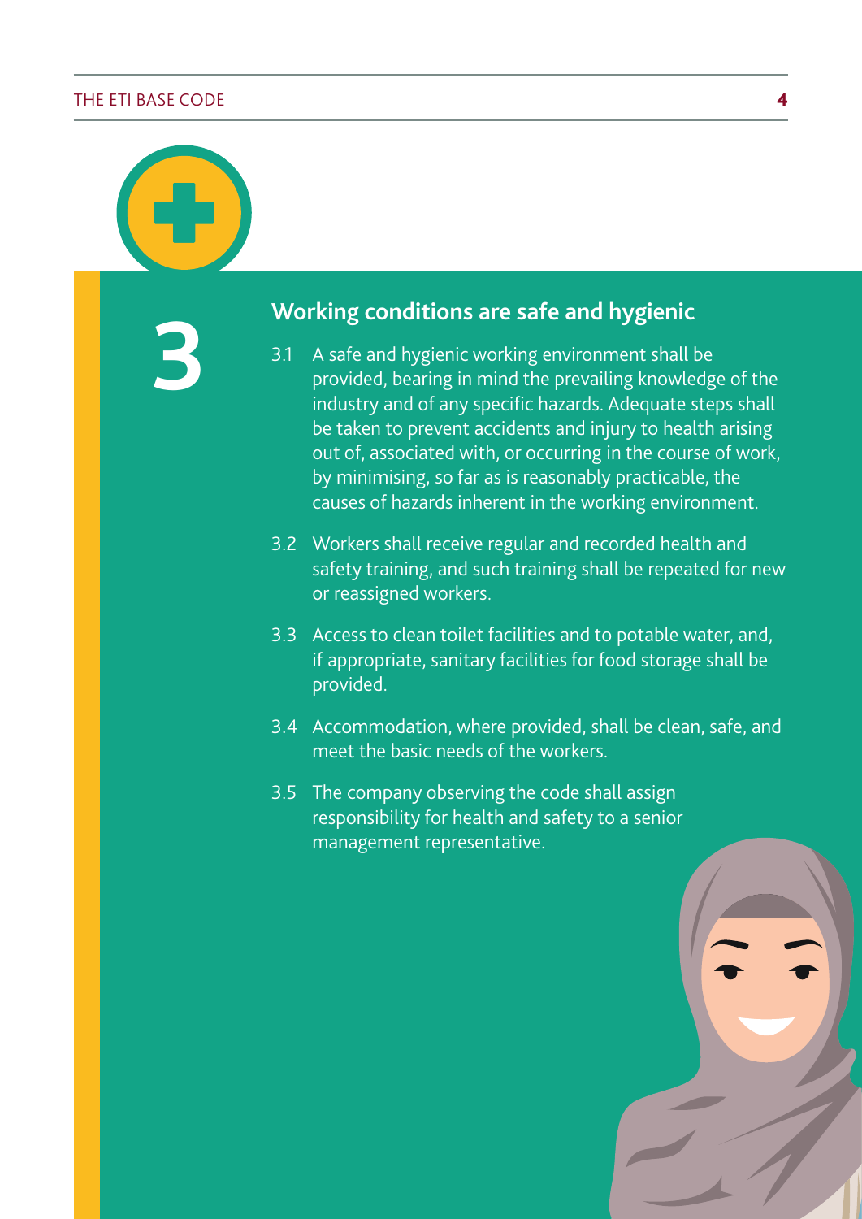# 3

## Working conditions are safe and hygienic

3.1 A safe and hygienic working environment shall be provided, bearing in mind the prevailing knowledge of the industry and of any specific hazards. Adequate steps shall be taken to prevent accidents and injury to health arising out of, associated with, or occurring in the course of work, by minimising, so far as is reasonably practicable, the causes of hazards inherent in the working environment.

3.2 Workers shall receive regular and recorded health and safety training, and such training shall be repeated for new or reassigned workers.

3.3 Access to clean toilet facilities and to potable water, and, if appropriate, sanitary facilities for food storage shall be provided.

3.4 Accommodation, where provided, shall be clean, safe, and meet the basic needs of the workers.

3.5 The company observing the code shall assign responsibility for health and safety to a senior management representative.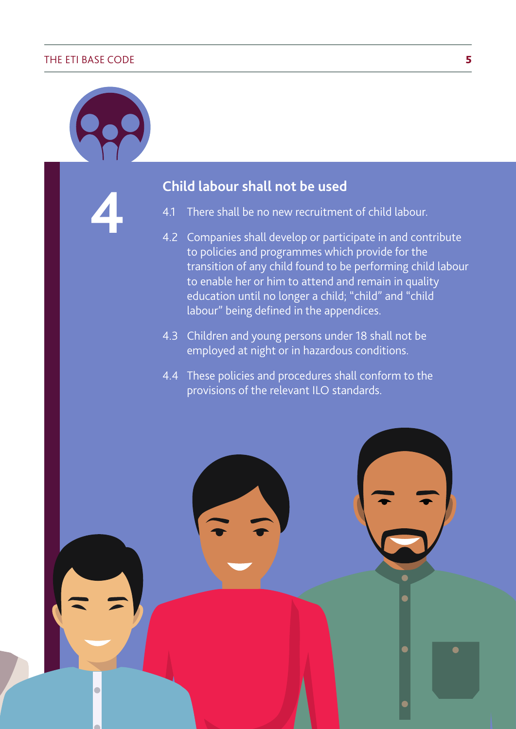# 4

## Child labour shall not be used

4.1 There shall be no new recruitment of child labour.

4.2 Companies shall develop or participate in and contribute to policies and programmes which provide for the transition of any child found to be performing child labour to enable her or him to attend and remain in quality education until no longer a child; "child" and "child labour" being defined in the appendices.

4.3 Children and young persons under 18 shall not be employed at night or in hazardous conditions.

4.4 These policies and procedures shall conform to the provisions of the relevant ILO standards.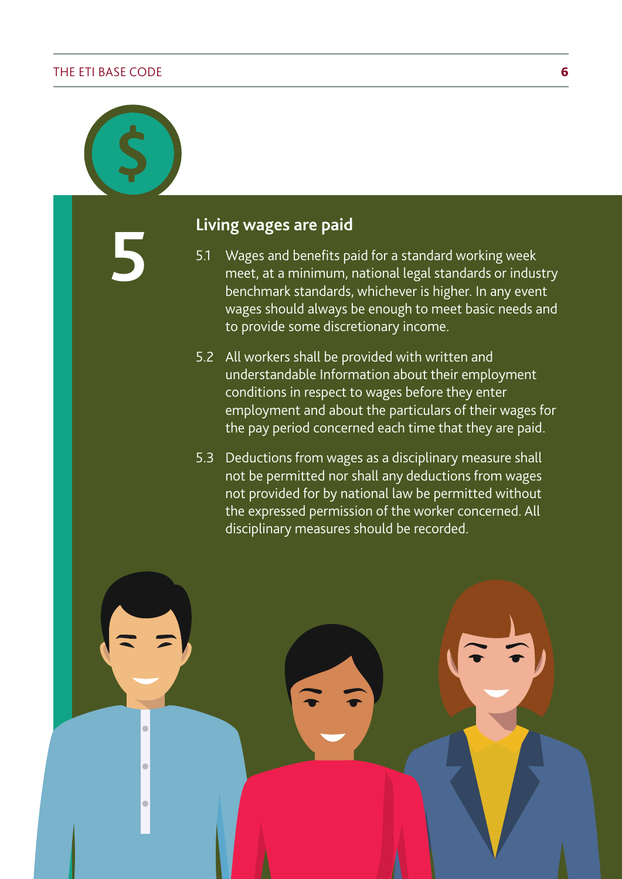## 5 Living wages are paid

5.1 Wages and benefits paid for a standard working week meet, at a minimum, national legal standards or industry benchmark standards, whichever is higher. In any event wages should always be enough to meet basic needs and to provide some discretionary income.

5.2 All workers shall be provided with written and understandable Information about their employment conditions in respect to wages before they enter employment and about the particulars of their wages for the pay period concerned each time that they are paid.

5.3 Deductions from wages as a disciplinary measure shall not be permitted nor shall any deductions from wages not provided for by national law be permitted without the expressed permission of the worker concerned. All disciplinary measures should be recorded.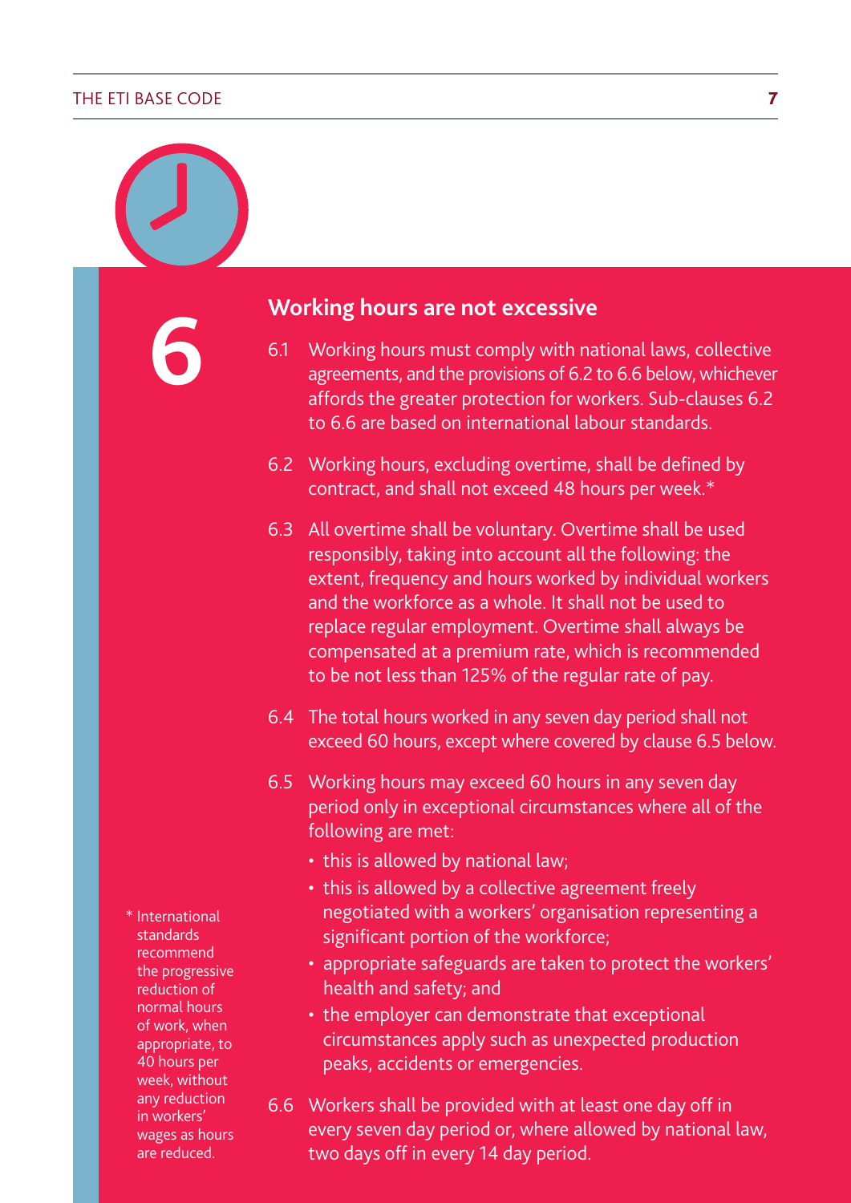# 6

## Working hours are not excessive

6.1 Working hours must comply with national laws, collective agreements, and the provisions of 6.2 to 6.6 below, whichever affords the greater protection for workers. Sub-clauses 6.2 to 6.6 are based on international labour standards.

6.2 Working hours, excluding overtime, shall be defined by contract, and shall not exceed 48 hours per week.*

6.3 All overtime shall be voluntary. Overtime shall be used responsibly, taking into account all the following: the extent, frequency and hours worked by individual workers and the workforce as a whole. It shall not be used to replace regular employment. Overtime shall always be compensated at a premium rate, which is recommended to be not less than 125% of the regular rate of pay.

6.4 The total hours worked in any seven day period shall not exceed 60 hours, except where covered by clause 6.5 below.

6.5 Working hours may exceed 60 hours in any seven day period only in exceptional circumstances where all of the following are met:

- this is allowed by national law;
- this is allowed by a collective agreement freely negotiated with a workers' organisation representing a significant portion of the workforce;
- appropriate safeguards are taken to protect the workers' health and safety; and
- the employer can demonstrate that exceptional circumstances apply such as unexpected production peaks, accidents or emergencies.

6.6 Workers shall be provided with at least one day off in every seven day period or, where allowed by national law, two days off in every 14 day period.

* International standards recommend the progressive reduction of normal hours of work, when appropriate, to 40 hours per week, without any reduction in workers' wages as hours are reduced.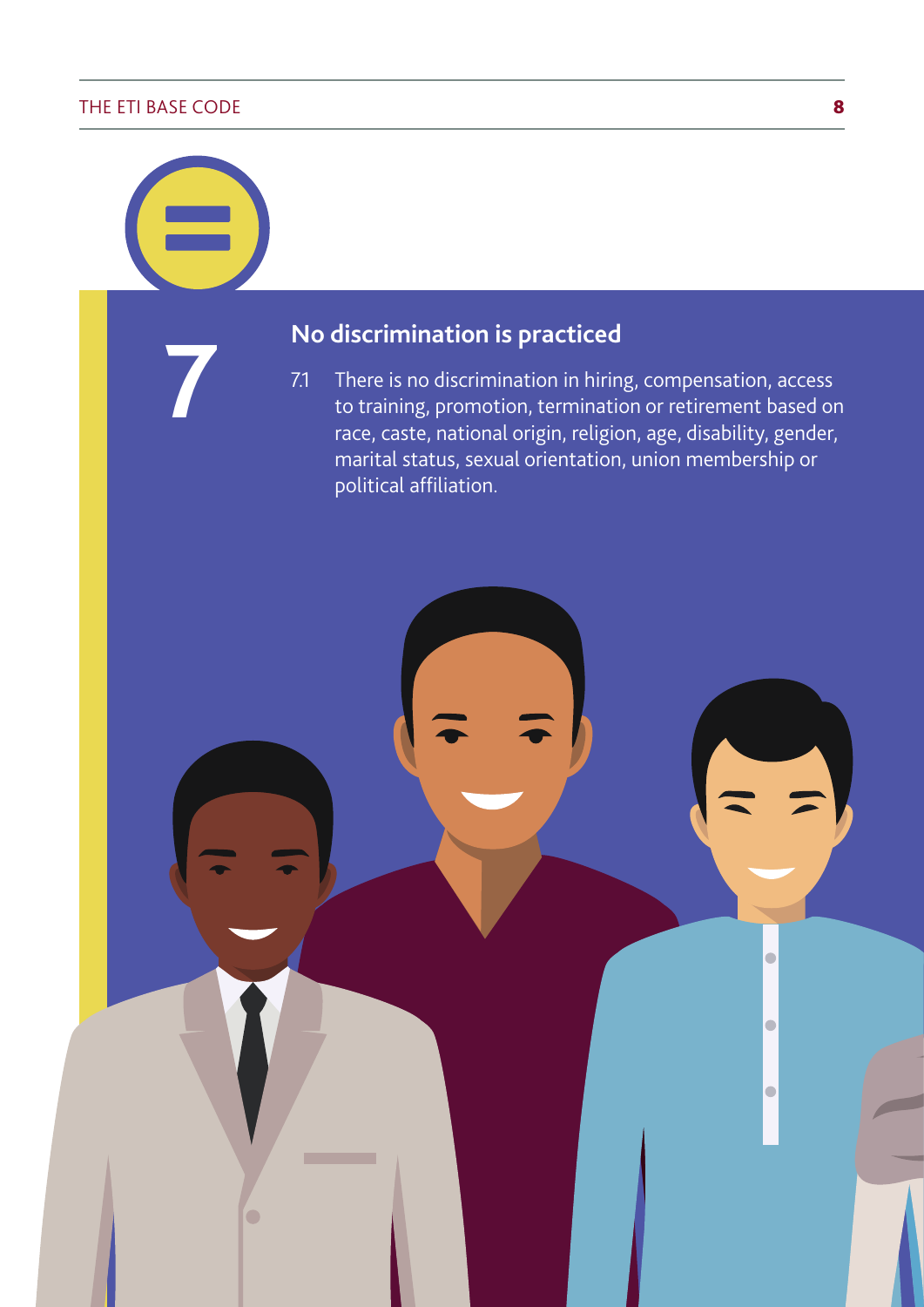7

## No discrimination is practiced

7.1 There is no discrimination in hiring, compensation, access to training, promotion, termination or retirement based on race, caste, national origin, religion, age, disability, gender, marital status, sexual orientation, union membership or political affiliation.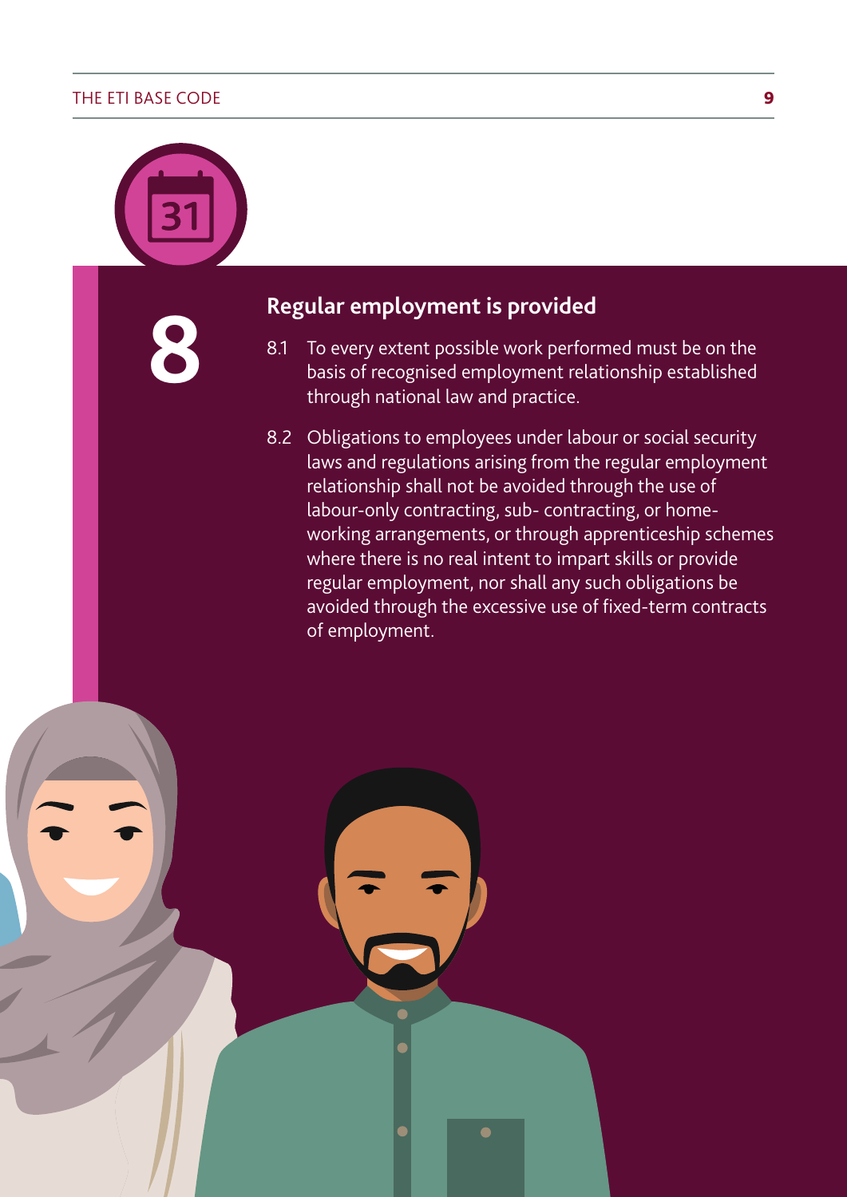## 8 Regular employment is provided

8.1 To every extent possible work performed must be on the basis of recognised employment relationship established through national law and practice.

8.2 Obligations to employees under labour or social security laws and regulations arising from the regular employment relationship shall not be avoided through the use of labour-only contracting, sub- contracting, or home-working arrangements, or through apprenticeship schemes where there is no real intent to impart skills or provide regular employment, nor shall any such obligations be avoided through the excessive use of fixed-term contracts of employment.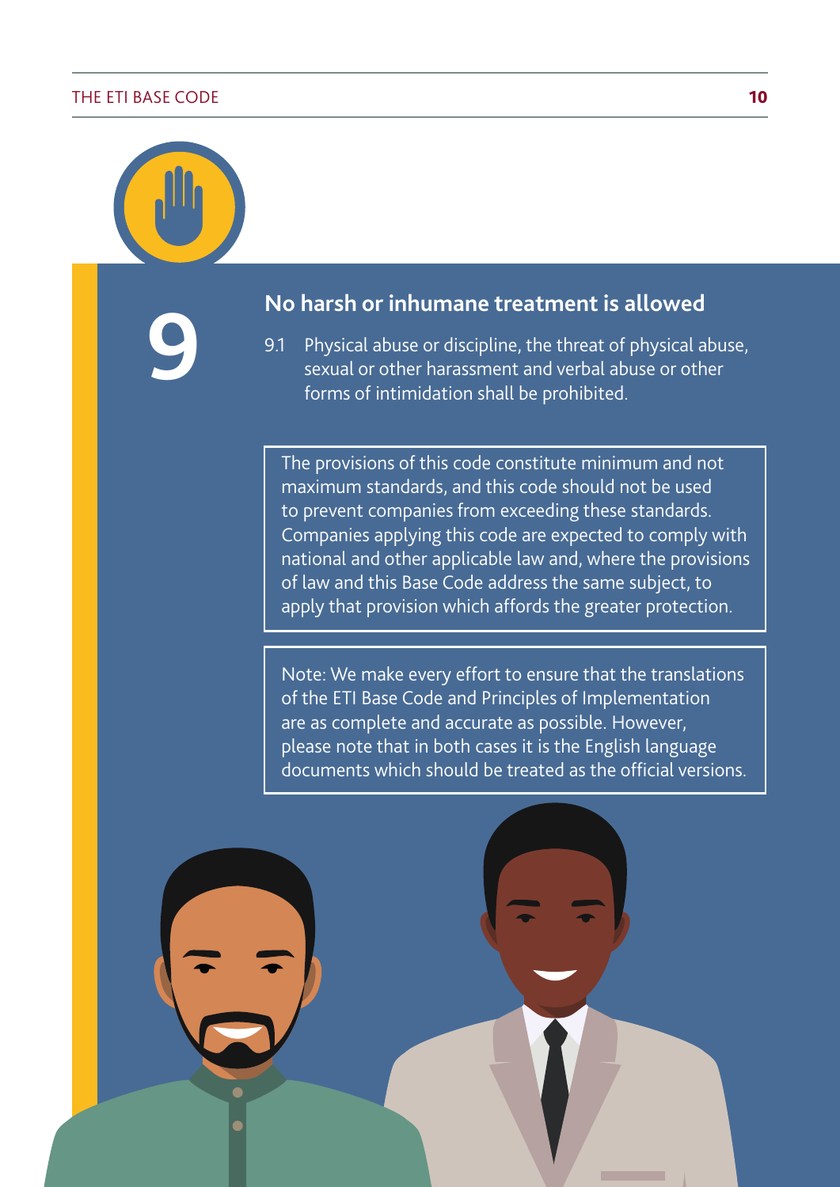# 9

## No harsh or inhumane treatment is allowed

9.1 Physical abuse or discipline, the threat of physical abuse, sexual or other harassment and verbal abuse or other forms of intimidation shall be prohibited.

The provisions of this code constitute minimum and not maximum standards, and this code should not be used to prevent companies from exceeding these standards. Companies applying this code are expected to comply with national and other applicable law and, where the provisions of law and this Base Code address the same subject, to apply that provision which affords the greater protection.

Note: We make every effort to ensure that the translations of the ETI Base Code and Principles of Implementation are as complete and accurate as possible. However, please note that in both cases it is the English language documents which should be treated as the official versions.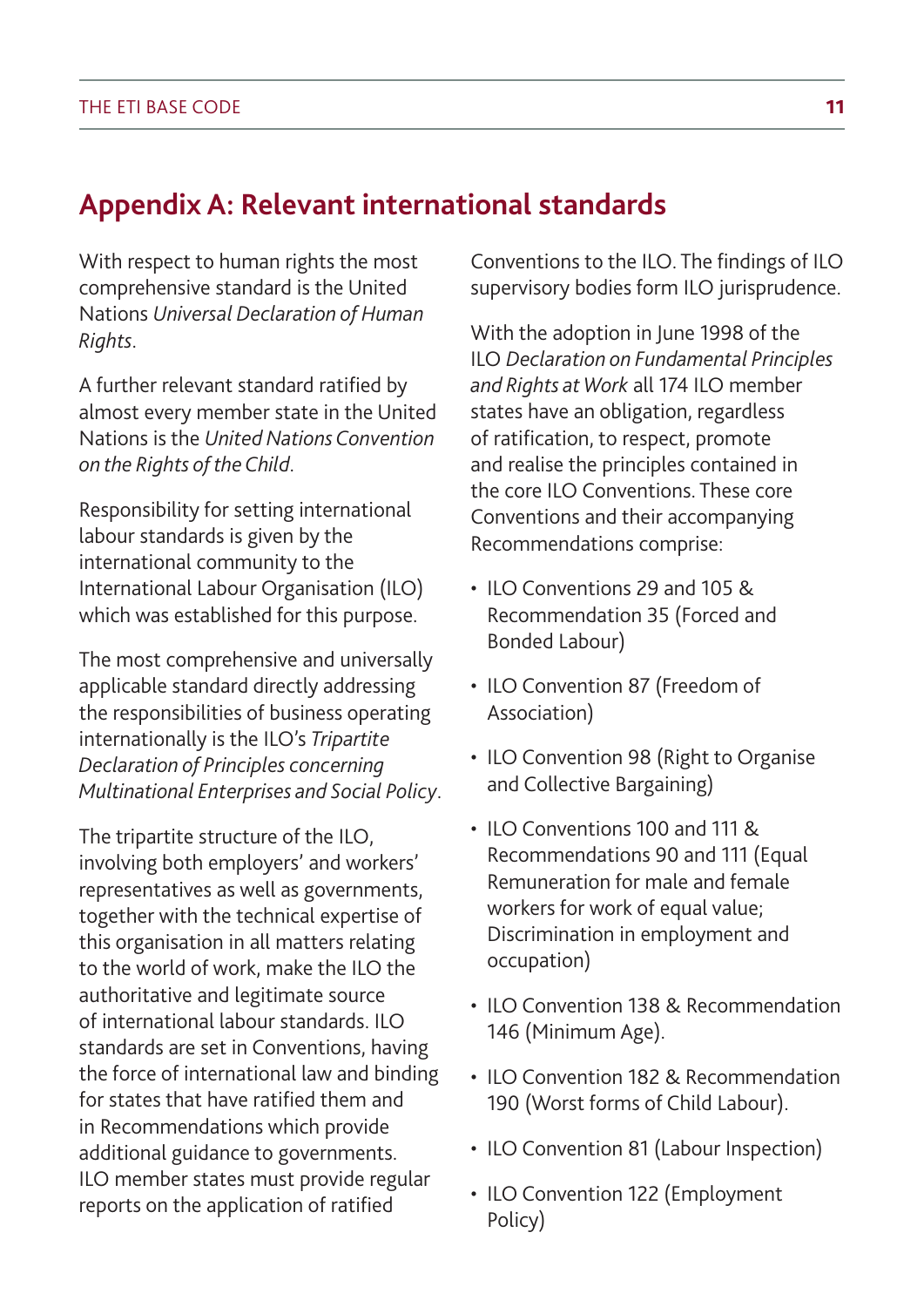## Appendix A: Relevant international standards

With respect to human rights the most comprehensive standard is the United Nations *Universal Declaration of Human Rights*.

A further relevant standard ratified by almost every member state in the United Nations is the *United Nations Convention on the Rights of the Child*.

Responsibility for setting international labour standards is given by the international community to the International Labour Organisation (ILO) which was established for this purpose.

The most comprehensive and universally applicable standard directly addressing the responsibilities of business operating internationally is the ILO's *Tripartite Declaration of Principles concerning Multinational Enterprises and Social Policy*.

The tripartite structure of the ILO, involving both employers' and workers' representatives as well as governments, together with the technical expertise of this organisation in all matters relating to the world of work, make the ILO the authoritative and legitimate source of international labour standards. ILO standards are set in Conventions, having the force of international law and binding for states that have ratified them and in Recommendations which provide additional guidance to governments. ILO member states must provide regular reports on the application of ratified Conventions to the ILO. The findings of ILO supervisory bodies form ILO jurisprudence.

With the adoption in June 1998 of the ILO *Declaration on Fundamental Principles and Rights at Work* all 174 ILO member states have an obligation, regardless of ratification, to respect, promote and realise the principles contained in the core ILO Conventions. These core Conventions and their accompanying Recommendations comprise:

- ILO Conventions 29 and 105 & Recommendation 35 (Forced and Bonded Labour)
- ILO Convention 87 (Freedom of Association)
- ILO Convention 98 (Right to Organise and Collective Bargaining)
- ILO Conventions 100 and 111 & Recommendations 90 and 111 (Equal Remuneration for male and female workers for work of equal value; Discrimination in employment and occupation)
- ILO Convention 138 & Recommendation 146 (Minimum Age).
- ILO Convention 182 & Recommendation 190 (Worst forms of Child Labour).
- ILO Convention 81 (Labour Inspection)
- ILO Convention 122 (Employment Policy)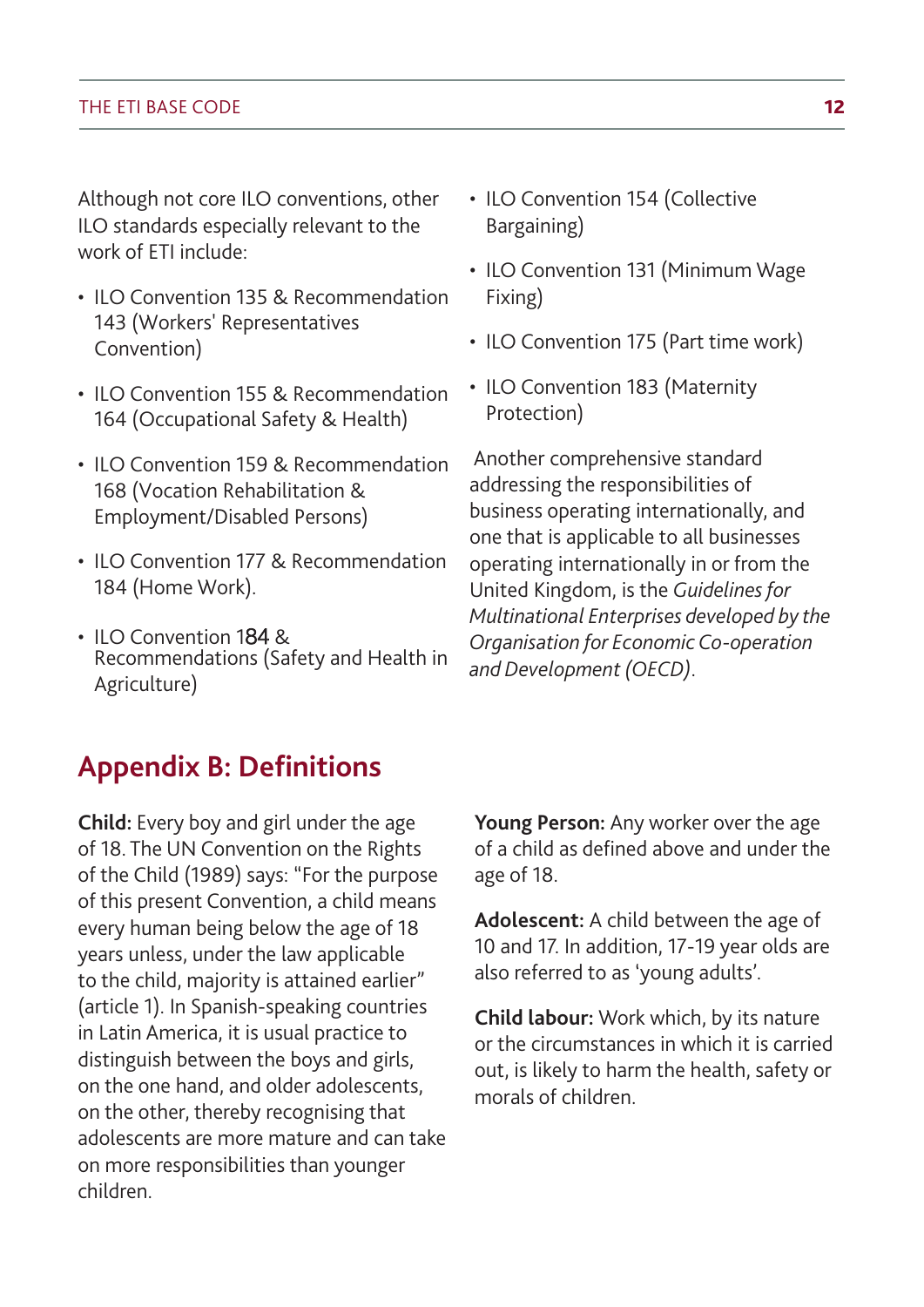Although not core ILO conventions, other ILO standards especially relevant to the work of ETI include:

- ILO Convention 135 & Recommendation 143 (Workers' Representatives Convention)
- ILO Convention 155 & Recommendation 164 (Occupational Safety & Health)
- ILO Convention 159 & Recommendation 168 (Vocation Rehabilitation & Employment/Disabled Persons)
- ILO Convention 177 & Recommendation 184 (Home Work).
- ILO Convention 184 & Recommendations (Safety and Health in Agriculture)
- ILO Convention 154 (Collective Bargaining)
- ILO Convention 131 (Minimum Wage Fixing)
- ILO Convention 175 (Part time work)
- ILO Convention 183 (Maternity Protection)

Another comprehensive standard addressing the responsibilities of business operating internationally, and one that is applicable to all businesses operating internationally in or from the United Kingdom, is the *Guidelines for Multinational Enterprises developed by the Organisation for Economic Co-operation and Development (OECD)*.

## Appendix B: Definitions

**Child:** Every boy and girl under the age of 18. The UN Convention on the Rights of the Child (1989) says: "For the purpose of this present Convention, a child means every human being below the age of 18 years unless, under the law applicable to the child, majority is attained earlier" (article 1). In Spanish-speaking countries in Latin America, it is usual practice to distinguish between the boys and girls, on the one hand, and older adolescents, on the other, thereby recognising that adolescents are more mature and can take on more responsibilities than younger children.

**Young Person:** Any worker over the age of a child as defined above and under the age of 18.

**Adolescent:** A child between the age of 10 and 17. In addition, 17-19 year olds are also referred to as 'young adults'.

**Child labour:** Work which, by its nature or the circumstances in which it is carried out, is likely to harm the health, safety or morals of children.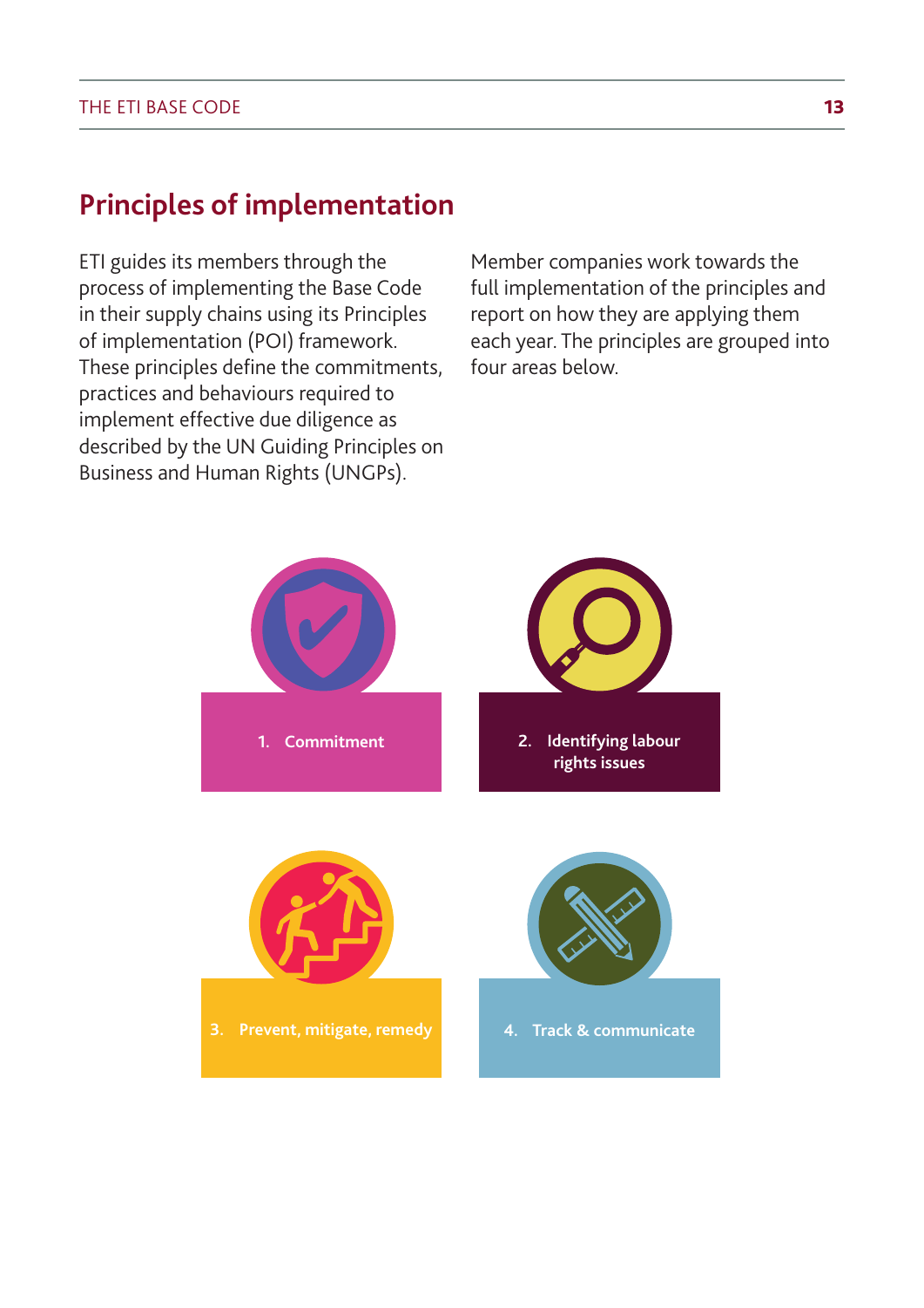## Principles of implementation

ETI guides its members through the process of implementing the Base Code in their supply chains using its Principles of implementation (POI) framework. These principles define the commitments, practices and behaviours required to implement effective due diligence as described by the UN Guiding Principles on Business and Human Rights (UNGPs).

Member companies work towards the full implementation of the principles and report on how they are applying them each year. The principles are grouped into four areas below.

1. Commitment
2. Identifying labour rights issues
3. Prevent, mitigate, remedy
4. Track & communicate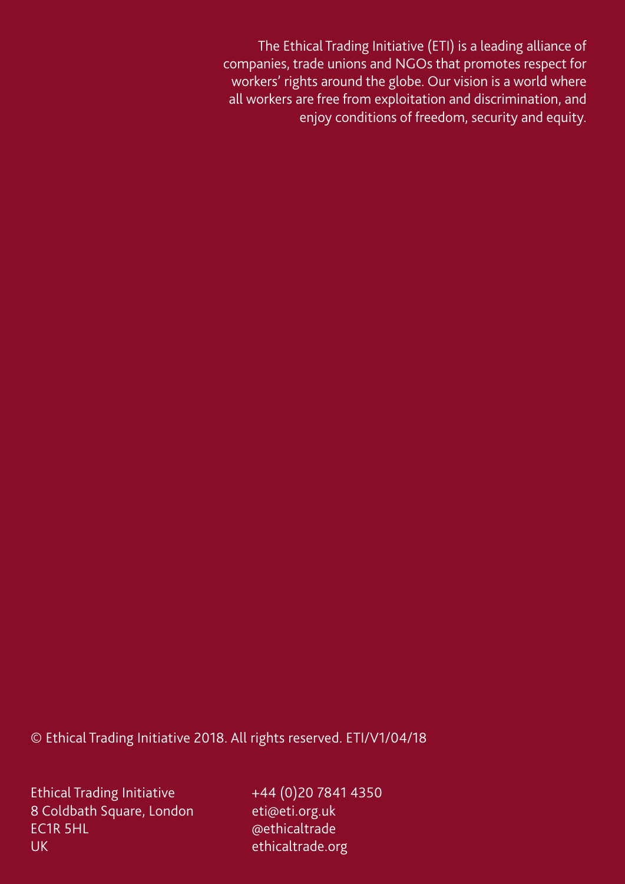The Ethical Trading Initiative (ETI) is a leading alliance of companies, trade unions and NGOs that promotes respect for workers' rights around the globe. Our vision is a world where all workers are free from exploitation and discrimination, and enjoy conditions of freedom, security and equity.

© Ethical Trading Initiative 2018. All rights reserved. ETI/V1/04/18

Ethical Trading Initiative
8 Coldbath Square, London
EC1R 5HL
UK

+44 (0)20 7841 4350
eti@eti.org.uk
@ethicaltrade
ethicaltrade.org